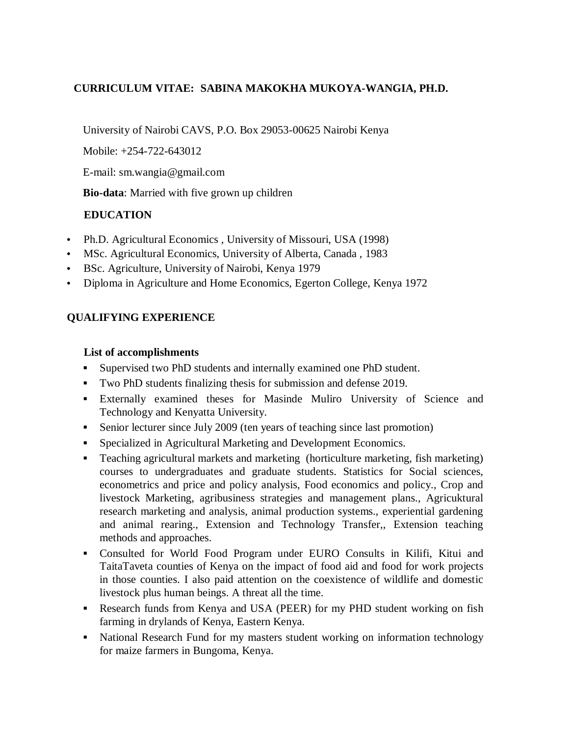# CURRICULUM VITAE: SABINA MAKOKHA MUKOYA-WANGIA, PH.D.

University of Nairobi CAVS, P.O. Box 29053-00625 Nairobi Kenya

Mobile: +254-722-643012

E-mail: sm.wangia@gmail.com

**Bio-data**: Married with five grown up children

## EDUCATION

- Ph.D. Agricultural Economics , University of Missouri, USA (1998)
- MSc. Agricultural Economics, University of Alberta, Canada , 1983
- BSc. Agriculture, University of Nairobi, Kenya 1979
- Diploma in Agriculture and Home Economics, Egerton College, Kenya 1972

## QUALIFYING EXPERIENCE

### List of accomplishments

- Supervised two PhD students and internally examined one PhD student.
- Two PhD students finalizing thesis for submission and defense 2019.
- Externally examined theses for Masinde Muliro University of Science and Technology and Kenyatta University.
- Senior lecturer since July 2009 (ten years of teaching since last promotion)
- Specialized in Agricultural Marketing and Development Economics.
- Teaching agricultural markets and marketing (horticulture marketing, fish marketing) courses to undergraduates and graduate students. Statistics for Social sciences, econometrics and price and policy analysis, Food economics and policy., Crop and livestock Marketing, agribusiness strategies and management plans., Agricuktural research marketing and analysis, animal production systems., experiential gardening and animal rearing., Extension and Technology Transfer,, Extension teaching methods and approaches.
- Consulted for World Food Program under EURO Consults in Kilifi, Kitui and TaitaTaveta counties of Kenya on the impact of food aid and food for work projects in those counties. I also paid attention on the coexistence of wildlife and domestic livestock plus human beings. A threat all the time.
- Research funds from Kenya and USA (PEER) for my PHD student working on fish farming in drylands of Kenya, Eastern Kenya.
- National Research Fund for my masters student working on information technology for maize farmers in Bungoma, Kenya.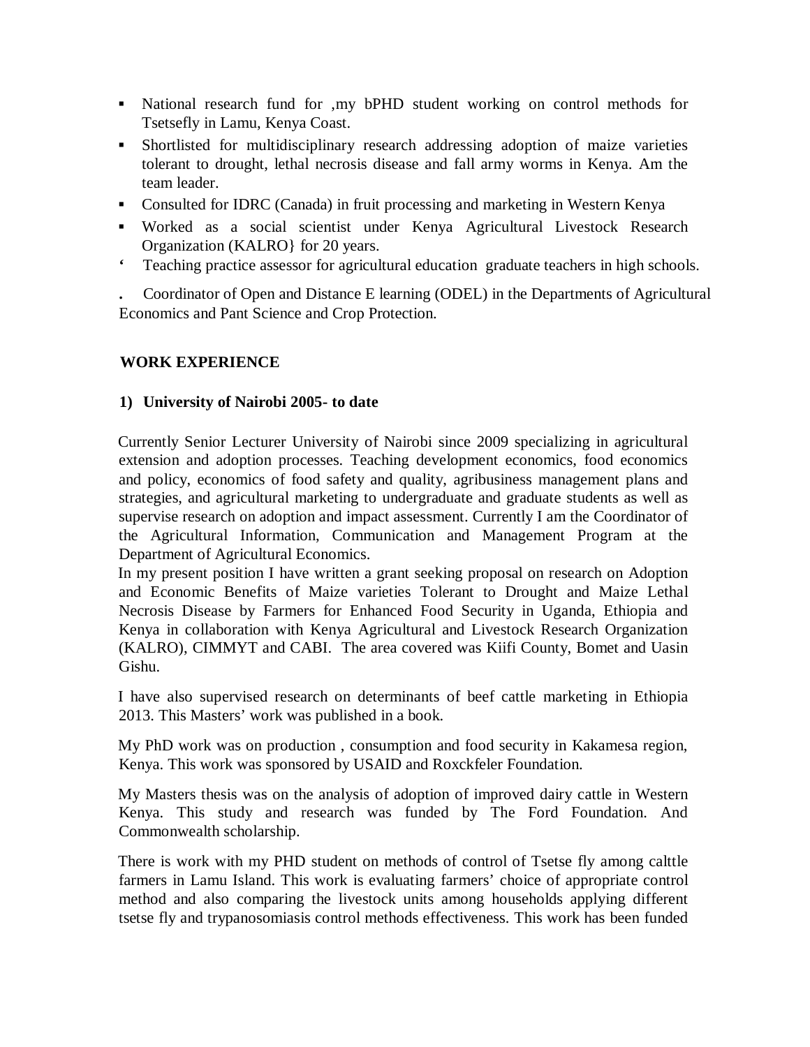- National research fund for ,my bPHD student working on control methods for Tsetsefly in Lamu, Kenya Coast.
- Shortlisted for multidisciplinary research addressing adoption of maize varieties tolerant to drought, lethal necrosis disease and fall army worms in Kenya. Am the team leader.
- Consulted for IDRC (Canada) in fruit processing and marketing in Western Kenya
- Worked as a social scientist under Kenya Agricultural Livestock Research Organization (KALRO} for 20 years.

' Teaching practice assessor for agricultural education graduate teachers in high schools.

. Coordinator of Open and Distance E learning (ODEL) in the Departments of Agricultural Economics and Pant Science and Crop Protection.

**WORK EXPERIENCE**

**1) University of Nairobi 2005- to date**

Currently Senior Lecturer University of Nairobi since 2009 specializing in agricultural extension and adoption processes. Teaching development economics, food economics and policy, economics of food safety and quality, agribusiness management plans and strategies, and agricultural marketing to undergraduate and graduate students as well as supervise research on adoption and impact assessment. Currently I am the Coordinator of the Agricultural Information, Communication and Management Program at the Department of Agricultural Economics.
In my present position I have written a grant seeking proposal on research on Adoption and Economic Benefits of Maize varieties Tolerant to Drought and Maize Lethal Necrosis Disease by Farmers for Enhanced Food Security in Uganda, Ethiopia and Kenya in collaboration with Kenya Agricultural and Livestock Research Organization (KALRO), CIMMYT and CABI. The area covered was Kiifi County, Bomet and Uasin Gishu.

I have also supervised research on determinants of beef cattle marketing in Ethiopia 2013. This Masters' work was published in a book.

My PhD work was on production , consumption and food security in Kakamesa region, Kenya. This work was sponsored by USAID and Roxckfeler Foundation.

My Masters thesis was on the analysis of adoption of improved dairy cattle in Western Kenya. This study and research was funded by The Ford Foundation. And Commonwealth scholarship.

There is work with my PHD student on methods of control of Tsetse fly among calttle farmers in Lamu Island. This work is evaluating farmers' choice of appropriate control method and also comparing the livestock units among households applying different tsetse fly and trypanosomiasis control methods effectiveness. This work has been funded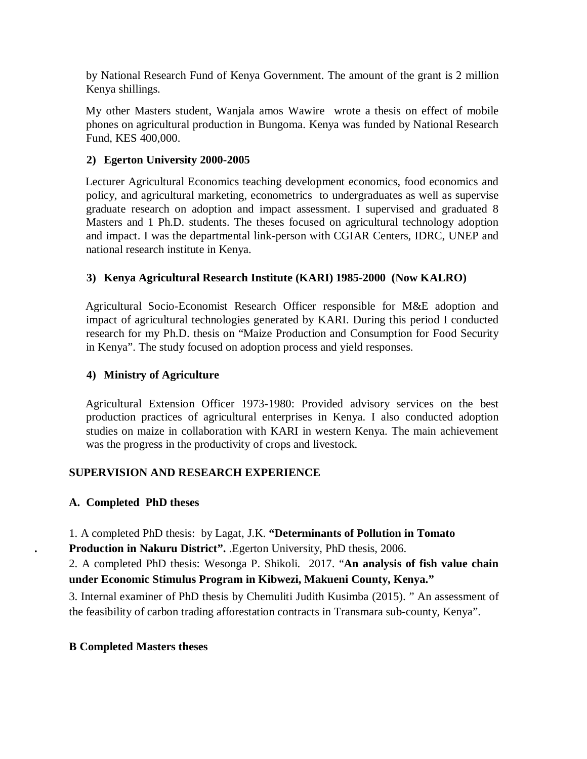by National Research Fund of Kenya Government. The amount of the grant is 2 million Kenya shillings.

My other Masters student, Wanjala amos Wawire wrote a thesis on effect of mobile phones on agricultural production in Bungoma. Kenya was funded by National Research Fund, KES 400,000.

### 2) Egerton University 2000-2005

Lecturer Agricultural Economics teaching development economics, food economics and policy, and agricultural marketing, econometrics to undergraduates as well as supervise graduate research on adoption and impact assessment. I supervised and graduated 8 Masters and 1 Ph.D. students. The theses focused on agricultural technology adoption and impact. I was the departmental link-person with CGIAR Centers, IDRC, UNEP and national research institute in Kenya.

### 3) Kenya Agricultural Research Institute (KARI) 1985-2000 (Now KALRO)

Agricultural Socio-Economist Research Officer responsible for M&E adoption and impact of agricultural technologies generated by KARI. During this period I conducted research for my Ph.D. thesis on "Maize Production and Consumption for Food Security in Kenya". The study focused on adoption process and yield responses.

### 4) Ministry of Agriculture

Agricultural Extension Officer 1973-1980: Provided advisory services on the best production practices of agricultural enterprises in Kenya. I also conducted adoption studies on maize in collaboration with KARI in western Kenya. The main achievement was the progress in the productivity of crops and livestock.

## SUPERVISION AND RESEARCH EXPERIENCE

### A. Completed PhD theses

1. A completed PhD thesis: by Lagat, J.K. **"Determinants of Pollution in Tomato Production in Nakuru District".** .Egerton University, PhD thesis, 2006.

2. A completed PhD thesis: Wesonga P. Shikoli. 2017. "**An analysis of fish value chain under Economic Stimulus Program in Kibwezi, Makueni County, Kenya."**

3. Internal examiner of PhD thesis by Chemuliti Judith Kusimba (2015). " An assessment of the feasibility of carbon trading afforestation contracts in Transmara sub-county, Kenya".

### B Completed Masters theses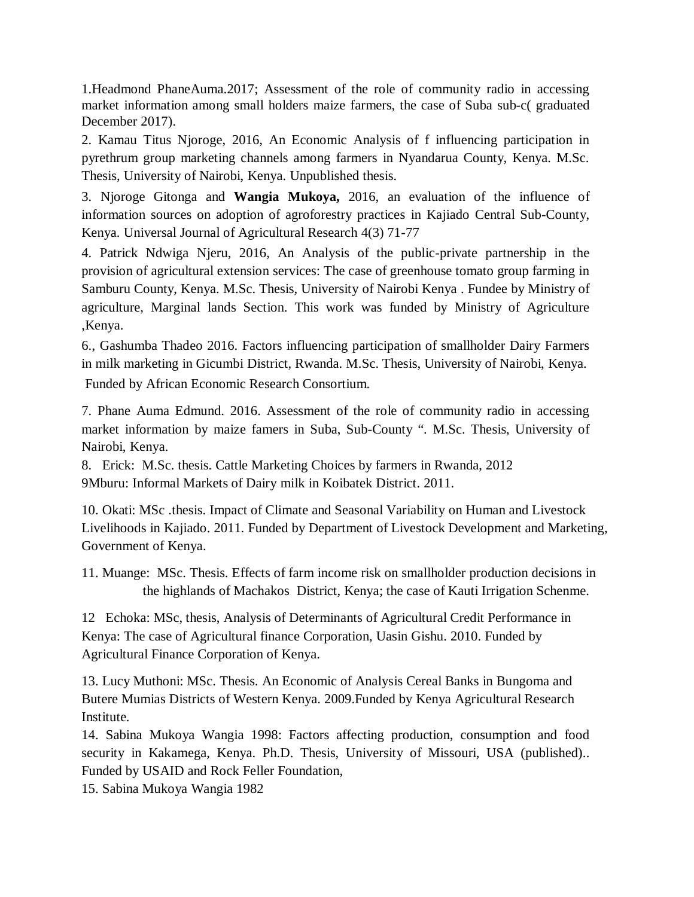1.Headmond PhaneAuma.2017; Assessment of the role of community radio in accessing market information among small holders maize farmers, the case of Suba sub-c( graduated December 2017).

2. Kamau Titus Njoroge, 2016, An Economic Analysis of f influencing participation in pyrethrum group marketing channels among farmers in Nyandarua County, Kenya. M.Sc. Thesis, University of Nairobi, Kenya. Unpublished thesis.

3. Njoroge Gitonga and **Wangia Mukoya,** 2016, an evaluation of the influence of information sources on adoption of agroforestry practices in Kajiado Central Sub-County, Kenya. Universal Journal of Agricultural Research 4(3) 71-77

4. Patrick Ndwiga Njeru, 2016, An Analysis of the public-private partnership in the provision of agricultural extension services: The case of greenhouse tomato group farming in Samburu County, Kenya. M.Sc. Thesis, University of Nairobi Kenya . Fundee by Ministry of agriculture, Marginal lands Section. This work was funded by Ministry of Agriculture ,Kenya.

6., Gashumba Thadeo 2016. Factors influencing participation of smallholder Dairy Farmers in milk marketing in Gicumbi District, Rwanda. M.Sc. Thesis, University of Nairobi, Kenya. Funded by African Economic Research Consortium.

7. Phane Auma Edmund. 2016. Assessment of the role of community radio in accessing market information by maize famers in Suba, Sub-County ". M.Sc. Thesis, University of Nairobi, Kenya.

8. Erick: M.Sc. thesis. Cattle Marketing Choices by farmers in Rwanda, 2012

9Mburu: Informal Markets of Dairy milk in Koibatek District. 2011.

10. Okati: MSc .thesis. Impact of Climate and Seasonal Variability on Human and Livestock Livelihoods in Kajiado. 2011. Funded by Department of Livestock Development and Marketing, Government of Kenya.

11. Muange: MSc. Thesis. Effects of farm income risk on smallholder production decisions in the highlands of Machakos District, Kenya; the case of Kauti Irrigation Schenme.

12 Echoka: MSc, thesis, Analysis of Determinants of Agricultural Credit Performance in Kenya: The case of Agricultural finance Corporation, Uasin Gishu. 2010. Funded by Agricultural Finance Corporation of Kenya.

13. Lucy Muthoni: MSc. Thesis. An Economic of Analysis Cereal Banks in Bungoma and Butere Mumias Districts of Western Kenya. 2009.Funded by Kenya Agricultural Research Institute.

14. Sabina Mukoya Wangia 1998: Factors affecting production, consumption and food security in Kakamega, Kenya. Ph.D. Thesis, University of Missouri, USA (published).. Funded by USAID and Rock Feller Foundation,

15. Sabina Mukoya Wangia 1982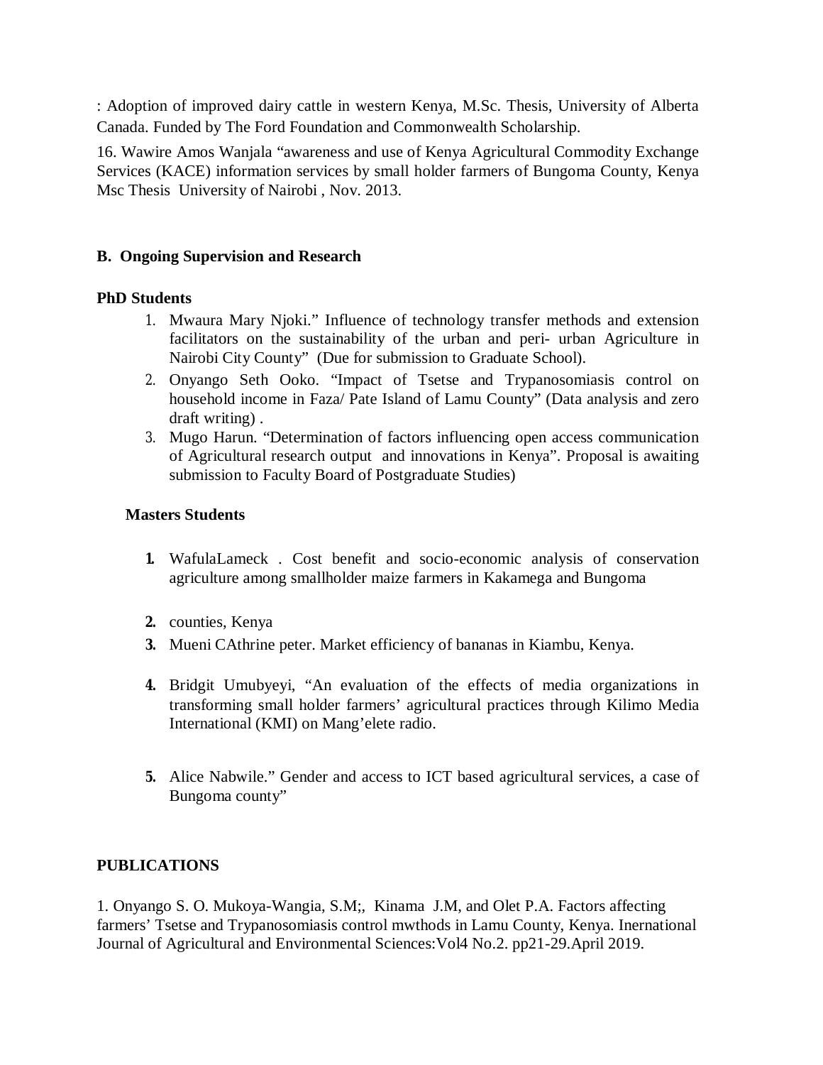: Adoption of improved dairy cattle in western Kenya, M.Sc. Thesis, University of Alberta Canada. Funded by The Ford Foundation and Commonwealth Scholarship.

16. Wawire Amos Wanjala "awareness and use of Kenya Agricultural Commodity Exchange Services (KACE) information services by small holder farmers of Bungoma County, Kenya Msc Thesis University of Nairobi , Nov. 2013.

**B. Ongoing Supervision and Research**

**PhD Students**

1. Mwaura Mary Njoki." Influence of technology transfer methods and extension facilitators on the sustainability of the urban and peri- urban Agriculture in Nairobi City County" (Due for submission to Graduate School).
2. Onyango Seth Ooko. "Impact of Tsetse and Trypanosomiasis control on household income in Faza/ Pate Island of Lamu County" (Data analysis and zero draft writing) .
3. Mugo Harun. "Determination of factors influencing open access communication of Agricultural research output and innovations in Kenya". Proposal is awaiting submission to Faculty Board of Postgraduate Studies)

**Masters Students**

1. WafulaLameck . Cost benefit and socio-economic analysis of conservation agriculture among smallholder maize farmers in Kakamega and Bungoma
2. counties, Kenya
3. Mueni CAthrine peter. Market efficiency of bananas in Kiambu, Kenya.
4. Bridgit Umubyeyi, "An evaluation of the effects of media organizations in transforming small holder farmers' agricultural practices through Kilimo Media International (KMI) on Mang'elete radio.
5. Alice Nabwile." Gender and access to ICT based agricultural services, a case of Bungoma county"

**PUBLICATIONS**

1. Onyango S. O. Mukoya-Wangia, S.M;, Kinama J.M, and Olet P.A. Factors affecting farmers' Tsetse and Trypanosomiasis control mwthods in Lamu County, Kenya. Inernational Journal of Agricultural and Environmental Sciences:Vol4 No.2. pp21-29.April 2019.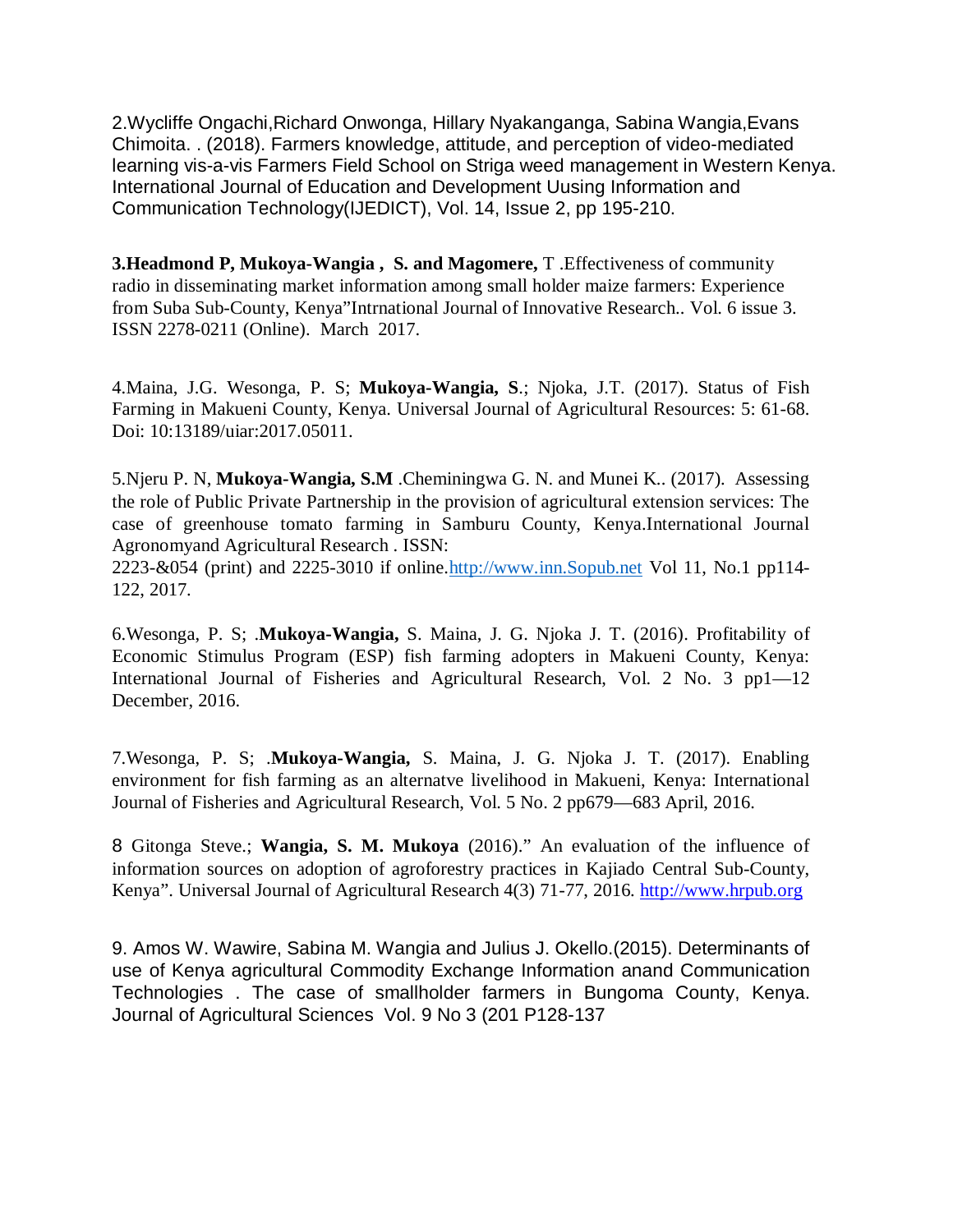2.Wycliffe Ongachi,Richard Onwonga, Hillary Nyakanganga, Sabina Wangia,Evans Chimoita. . (2018). Farmers knowledge, attitude, and perception of video-mediated learning vis-a-vis Farmers Field School on Striga weed management in Western Kenya. International Journal of Education and Development Uusing Information and Communication Technology(IJEDICT), Vol. 14, Issue 2, pp 195-210.

**3.Headmond P, Mukoya-Wangia , S. and Magomere,** T .Effectiveness of community radio in disseminating market information among small holder maize farmers: Experience from Suba Sub-County, Kenya"Intrnational Journal of Innovative Research.. Vol. 6 issue 3. ISSN 2278-0211 (Online). March 2017.

4.Maina, J.G. Wesonga, P. S; **Mukoya-Wangia, S**.; Njoka, J.T. (2017). Status of Fish Farming in Makueni County, Kenya. Universal Journal of Agricultural Resources: 5: 61-68. Doi: 10:13189/uiar:2017.05011.

5.Njeru P. N, **Mukoya-Wangia, S.M** .Cheminingwa G. N. and Munei K.. (2017). Assessing the role of Public Private Partnership in the provision of agricultural extension services: The case of greenhouse tomato farming in Samburu County, Kenya.International Journal Agronomyand Agricultural Research . ISSN: 2223-&054 (print) and 2225-3010 if online.http://www.inn.Sopub.net Vol 11, No.1 pp114-122, 2017.

6.Wesonga, P. S; .**Mukoya-Wangia,** S. Maina, J. G. Njoka J. T. (2016). Profitability of Economic Stimulus Program (ESP) fish farming adopters in Makueni County, Kenya: International Journal of Fisheries and Agricultural Research, Vol. 2 No. 3 pp1—12 December, 2016.

7.Wesonga, P. S; .**Mukoya-Wangia,** S. Maina, J. G. Njoka J. T. (2017). Enabling environment for fish farming as an alternatve livelihood in Makueni, Kenya: International Journal of Fisheries and Agricultural Research, Vol. 5 No. 2 pp679—683 April, 2016.

8 Gitonga Steve.; **Wangia, S. M. Mukoya** (2016)." An evaluation of the influence of information sources on adoption of agroforestry practices in Kajiado Central Sub-County, Kenya". Universal Journal of Agricultural Research 4(3) 71-77, 2016. http://www.hrpub.org

9. Amos W. Wawire, Sabina M. Wangia and Julius J. Okello.(2015). Determinants of use of Kenya agricultural Commodity Exchange Information anand Communication Technologies . The case of smallholder farmers in Bungoma County, Kenya. Journal of Agricultural Sciences Vol. 9 No 3 (201 P128-137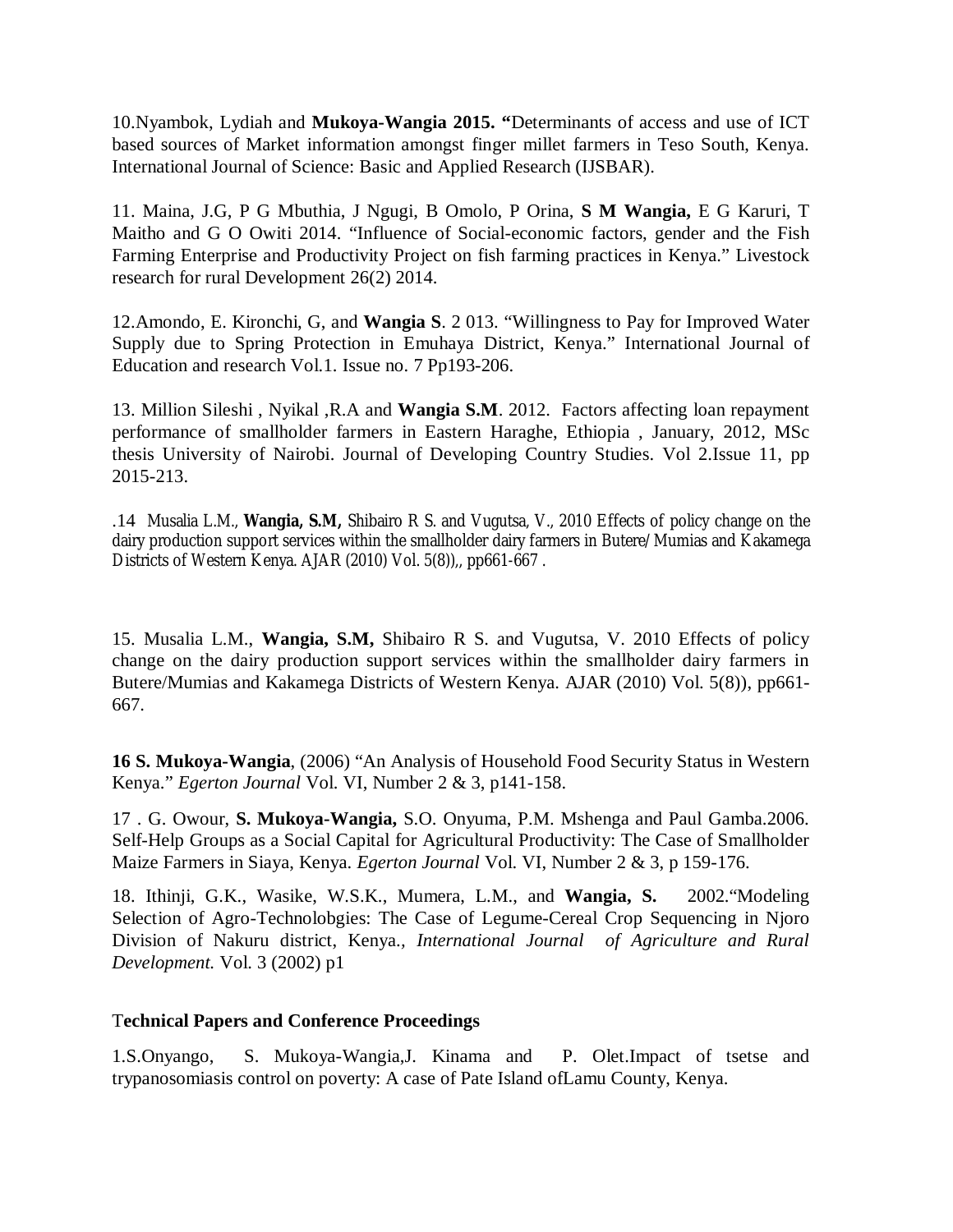10.Nyambok, Lydiah and **Mukoya-Wangia 2015. "**Determinants of access and use of ICT based sources of Market information amongst finger millet farmers in Teso South, Kenya. International Journal of Science: Basic and Applied Research (IJSBAR).

11. Maina, J.G, P G Mbuthia, J Ngugi, B Omolo, P Orina, **S M Wangia,** E G Karuri, T Maitho and G O Owiti 2014. "Influence of Social-economic factors, gender and the Fish Farming Enterprise and Productivity Project on fish farming practices in Kenya." Livestock research for rural Development 26(2) 2014.

12.Amondo, E. Kironchi, G, and **Wangia S**. 2 013. "Willingness to Pay for Improved Water Supply due to Spring Protection in Emuhaya District, Kenya." International Journal of Education and research Vol.1. Issue no. 7 Pp193-206.

13. Million Sileshi , Nyikal ,R.A and **Wangia S.M**. 2012. Factors affecting loan repayment performance of smallholder farmers in Eastern Haraghe, Ethiopia , January, 2012, MSc thesis University of Nairobi. Journal of Developing Country Studies. Vol 2.Issue 11, pp 2015-213.

.14 Musalia L.M., **Wangia, S.M,** Shibairo R S. and Vugutsa, V., 2010 Effects of policy change on the dairy production support services within the smallholder dairy farmers in Butere/Mumias and Kakamega Districts of Western Kenya. AJAR (2010) Vol. 5(8)),, pp661-667 .

15. Musalia L.M., **Wangia, S.M,** Shibairo R S. and Vugutsa, V. 2010 Effects of policy change on the dairy production support services within the smallholder dairy farmers in Butere/Mumias and Kakamega Districts of Western Kenya. AJAR (2010) Vol. 5(8)), pp661-667.

**16 S. Mukoya-Wangia**, (2006) "An Analysis of Household Food Security Status in Western Kenya." *Egerton Journal* Vol. VI, Number 2 & 3, p141-158.

17 . G. Owour, **S. Mukoya-Wangia,** S.O. Onyuma, P.M. Mshenga and Paul Gamba.2006. Self-Help Groups as a Social Capital for Agricultural Productivity: The Case of Smallholder Maize Farmers in Siaya, Kenya. *Egerton Journal* Vol. VI, Number 2 & 3, p 159-176.

18. Ithinji, G.K., Wasike, W.S.K., Mumera, L.M., and **Wangia, S.** 2002."Modeling Selection of Agro-Technolobgies: The Case of Legume-Cereal Crop Sequencing in Njoro Division of Nakuru district, Kenya., *International Journal of Agriculture and Rural Development.* Vol. 3 (2002) p1

## T**echnical Papers and Conference Proceedings**

1.S.Onyango, S. Mukoya-Wangia,J. Kinama and P. Olet.Impact of tsetse and trypanosomiasis control on poverty: A case of Pate Island ofLamu County, Kenya.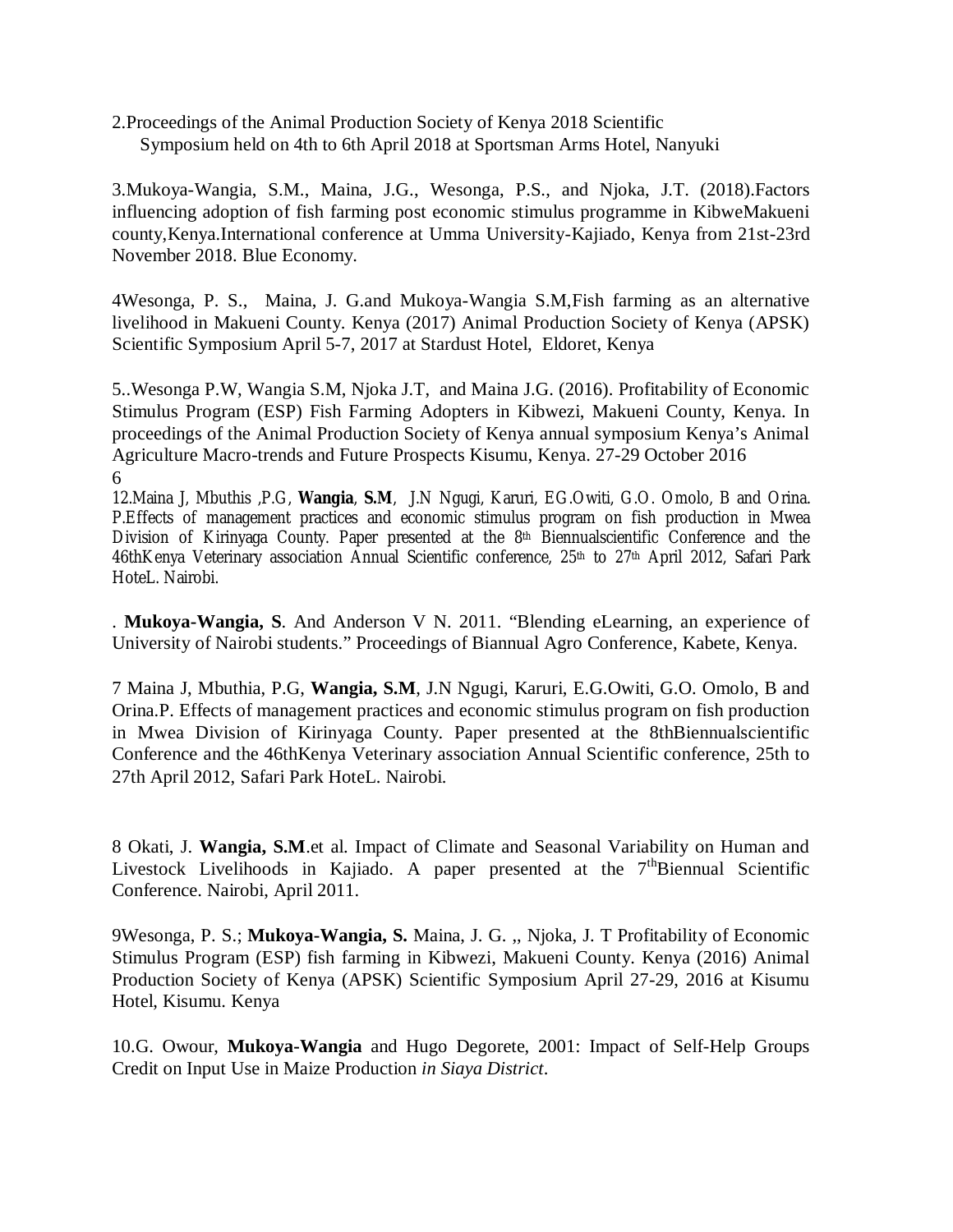2.Proceedings of the Animal Production Society of Kenya 2018 Scientific Symposium held on 4th to 6th April 2018 at Sportsman Arms Hotel, Nanyuki

3.Mukoya-Wangia, S.M., Maina, J.G., Wesonga, P.S., and Njoka, J.T. (2018).Factors influencing adoption of fish farming post economic stimulus programme in KibweMakueni county,Kenya.International conference at Umma University-Kajiado, Kenya from 21st-23rd November 2018. Blue Economy.

4Wesonga, P. S., Maina, J. G.and Mukoya-Wangia S.M,Fish farming as an alternative livelihood in Makueni County. Kenya (2017) Animal Production Society of Kenya (APSK) Scientific Symposium April 5-7, 2017 at Stardust Hotel, Eldoret, Kenya

5..Wesonga P.W, Wangia S.M, Njoka J.T, and Maina J.G. (2016). Profitability of Economic Stimulus Program (ESP) Fish Farming Adopters in Kibwezi, Makueni County, Kenya. In proceedings of the Animal Production Society of Kenya annual symposium Kenya's Animal Agriculture Macro-trends and Future Prospects Kisumu, Kenya. 27-29 October 2016
6
12.Maina J, Mbuthis ,P.G, **Wangia, S.M**, J.N Ngugi, Karuri, EG.Owiti, G.O. Omolo, B and Orina. P.Effects of management practices and economic stimulus program on fish production in Mwea Division of Kirinyaga County. Paper presented at the 8th Biennualscientific Conference and the 46thKenya Veterinary association Annual Scientific conference, 25th to 27th April 2012, Safari Park HoteL. Nairobi.

. **Mukoya-Wangia, S**. And Anderson V N. 2011. "Blending eLearning, an experience of University of Nairobi students." Proceedings of Biannual Agro Conference, Kabete, Kenya.

7 Maina J, Mbuthia, P.G, **Wangia, S.M**, J.N Ngugi, Karuri, E.G.Owiti, G.O. Omolo, B and Orina.P. Effects of management practices and economic stimulus program on fish production in Mwea Division of Kirinyaga County. Paper presented at the 8thBiennualscientific Conference and the 46thKenya Veterinary association Annual Scientific conference, 25th to 27th April 2012, Safari Park HoteL. Nairobi.

8 Okati, J. **Wangia, S.M**.et al. Impact of Climate and Seasonal Variability on Human and Livestock Livelihoods in Kajiado. A paper presented at the 7thBiennual Scientific Conference. Nairobi, April 2011.

9Wesonga, P. S.; **Mukoya-Wangia, S.** Maina, J. G. ,, Njoka, J. T Profitability of Economic Stimulus Program (ESP) fish farming in Kibwezi, Makueni County. Kenya (2016) Animal Production Society of Kenya (APSK) Scientific Symposium April 27-29, 2016 at Kisumu Hotel, Kisumu. Kenya

10.G. Owour, **Mukoya-Wangia** and Hugo Degorete, 2001: Impact of Self-Help Groups Credit on Input Use in Maize Production *in Siaya District*.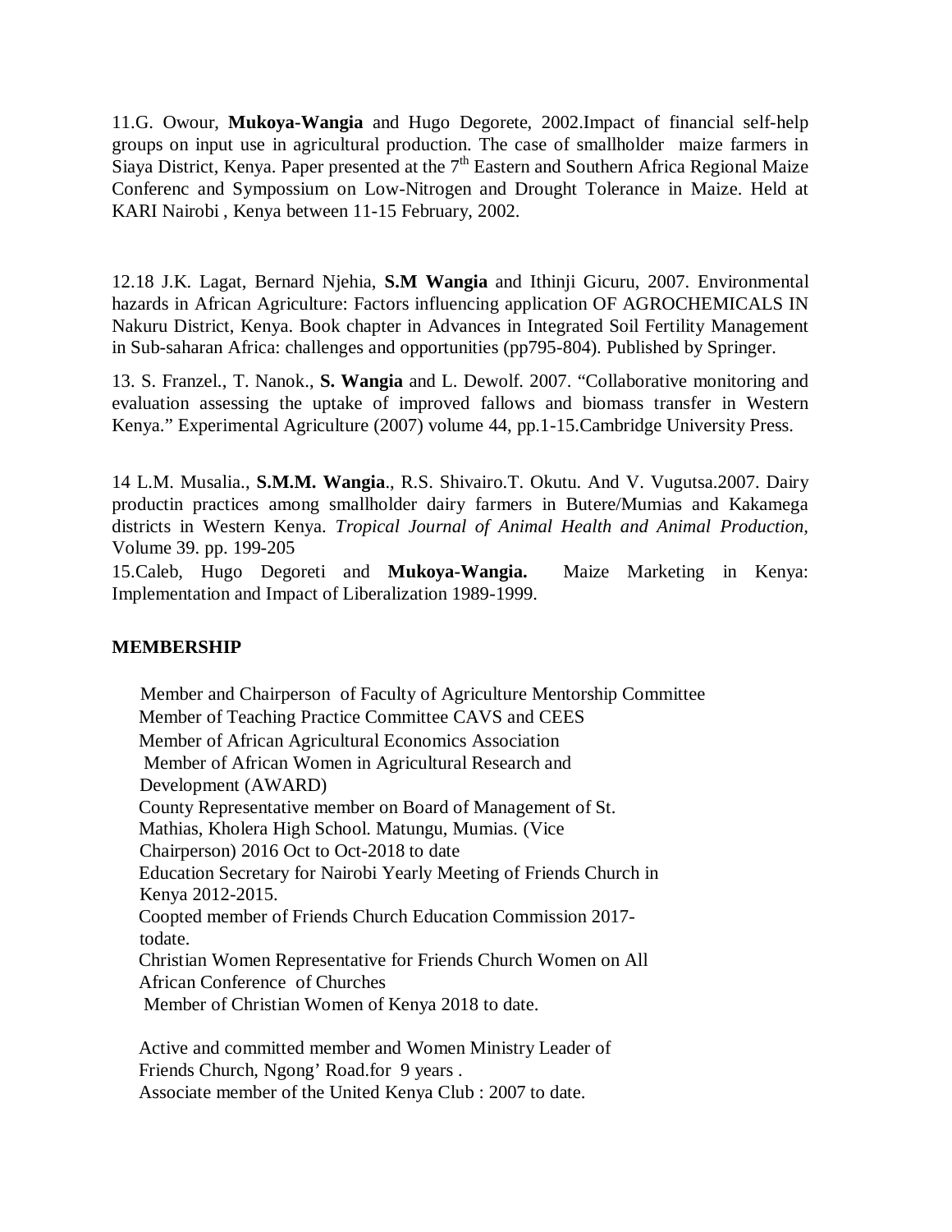11.G. Owour, **Mukoya-Wangia** and Hugo Degorete, 2002.Impact of financial self-help groups on input use in agricultural production. The case of smallholder maize farmers in Siaya District, Kenya. Paper presented at the 7th Eastern and Southern Africa Regional Maize Conferenc and Sympossium on Low-Nitrogen and Drought Tolerance in Maize. Held at KARI Nairobi , Kenya between 11-15 February, 2002.

12.18 J.K. Lagat, Bernard Njehia, **S.M Wangia** and Ithinji Gicuru, 2007. Environmental hazards in African Agriculture: Factors influencing application OF AGROCHEMICALS IN Nakuru District, Kenya. Book chapter in Advances in Integrated Soil Fertility Management in Sub-saharan Africa: challenges and opportunities (pp795-804). Published by Springer.

13. S. Franzel., T. Nanok., **S. Wangia** and L. Dewolf. 2007. "Collaborative monitoring and evaluation assessing the uptake of improved fallows and biomass transfer in Western Kenya." Experimental Agriculture (2007) volume 44, pp.1-15.Cambridge University Press.

14 L.M. Musalia., **S.M.M. Wangia**., R.S. Shivairo.T. Okutu. And V. Vugutsa.2007. Dairy productin practices among smallholder dairy farmers in Butere/Mumias and Kakamega districts in Western Kenya. *Tropical Journal of Animal Health and Animal Production,* Volume 39. pp. 199-205

15.Caleb, Hugo Degoreti and **Mukoya-Wangia.** Maize Marketing in Kenya: Implementation and Impact of Liberalization 1989-1999.

**MEMBERSHIP**

Member and Chairperson of Faculty of Agriculture Mentorship Committee
Member of Teaching Practice Committee CAVS and CEES
Member of African Agricultural Economics Association
Member of African Women in Agricultural Research and Development (AWARD)
County Representative member on Board of Management of St. Mathias, Kholera High School. Matungu, Mumias. (Vice Chairperson) 2016 Oct to Oct-2018 to date
Education Secretary for Nairobi Yearly Meeting of Friends Church in Kenya 2012-2015.
Coopted member of Friends Church Education Commission 2017-todate.
Christian Women Representative for Friends Church Women on All African Conference of Churches
Member of Christian Women of Kenya 2018 to date.

Active and committed member and Women Ministry Leader of Friends Church, Ngong' Road.for 9 years .
Associate member of the United Kenya Club : 2007 to date.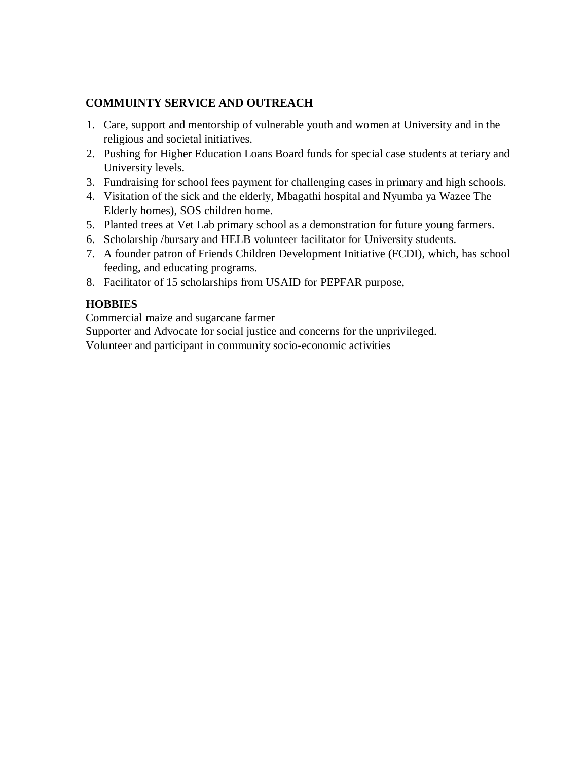**COMMUINTY SERVICE AND OUTREACH**

1. Care, support and mentorship of vulnerable youth and women at University and in the religious and societal initiatives.
2. Pushing for Higher Education Loans Board funds for special case students at teriary and University levels.
3. Fundraising for school fees payment for challenging cases in primary and high schools.
4. Visitation of the sick and the elderly, Mbagathi hospital and Nyumba ya Wazee The Elderly homes), SOS children home.
5. Planted trees at Vet Lab primary school as a demonstration for future young farmers.
6. Scholarship /bursary and HELB volunteer facilitator for University students.
7. A founder patron of Friends Children Development Initiative (FCDI), which, has school feeding, and educating programs.
8. Facilitator of 15 scholarships from USAID for PEPFAR purpose,

**HOBBIES**

Commercial maize and sugarcane farmer

Supporter and Advocate for social justice and concerns for the unprivileged.

Volunteer and participant in community socio-economic activities